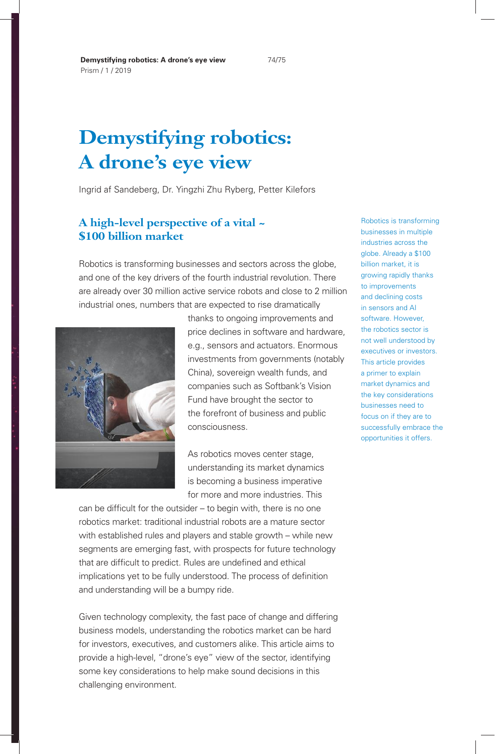# Demystifying robotics: A drone's eye view

Ingrid af Sandeberg, Dr. Yingzhi Zhu Ryberg, Petter Kilefors

Robotics is transforming businesses in multiple industries across the globe. Already a $100 billion market, it is growing rapidly thanks to improvements and declining costs in sensors and AI software. However, the robotics sector is not well understood by executives or investors. This article provides a primer to explain market dynamics and the key considerations businesses need to focus on if they are to successfully embrace the opportunities it offers.

## A high-level perspective of a vital ~ $100 billion market

Robotics is transforming businesses and sectors across the globe, and one of the key drivers of the fourth industrial revolution. There are already over 30 million active service robots and close to 2 million industrial ones, numbers that are expected to rise dramatically thanks to ongoing improvements and price declines in software and hardware, e.g., sensors and actuators. Enormous investments from governments (notably China), sovereign wealth funds, and companies such as Softbank's Vision Fund have brought the sector to the forefront of business and public consciousness.

As robotics moves center stage, understanding its market dynamics is becoming a business imperative for more and more industries. This can be difficult for the outsider – to begin with, there is no one robotics market: traditional industrial robots are a mature sector with established rules and players and stable growth – while new segments are emerging fast, with prospects for future technology that are difficult to predict. Rules are undefined and ethical implications yet to be fully understood. The process of definition and understanding will be a bumpy ride.

Given technology complexity, the fast pace of change and differing business models, understanding the robotics market can be hard for investors, executives, and customers alike. This article aims to provide a high-level, "drone's eye" view of the sector, identifying some key considerations to help make sound decisions in this challenging environment.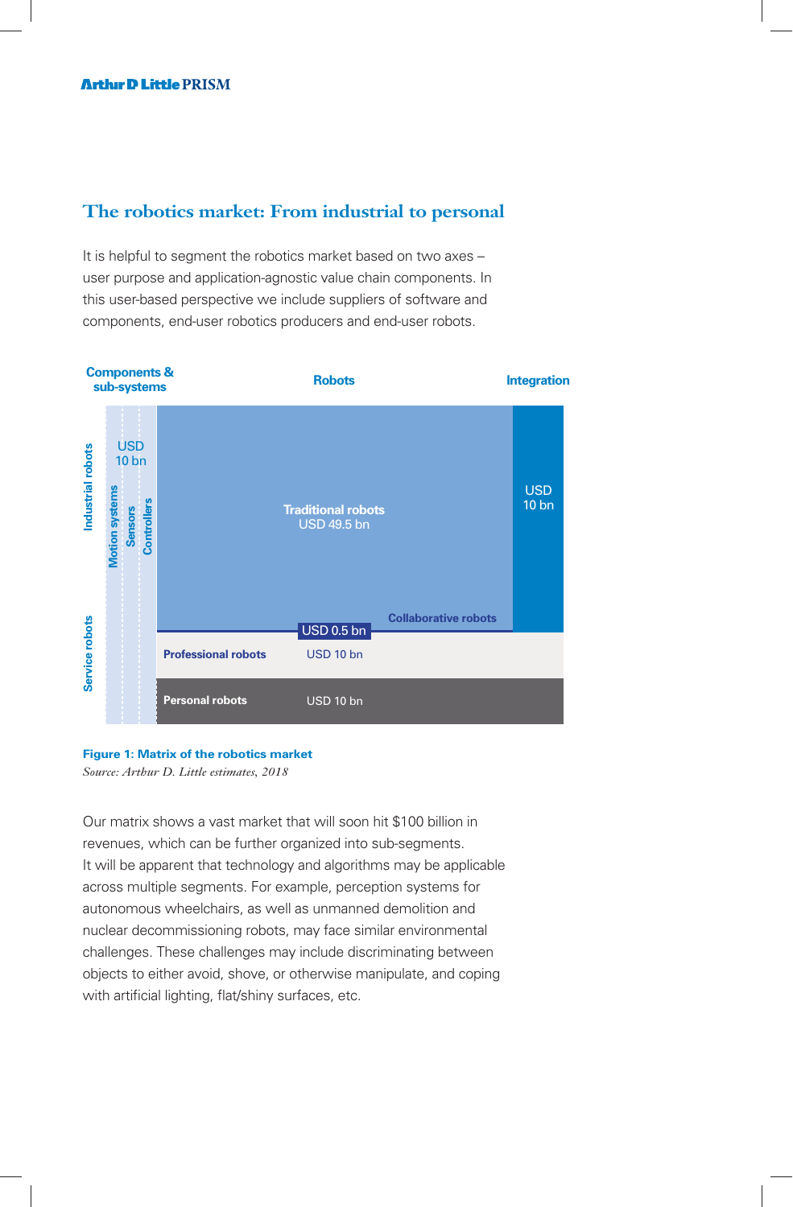## The robotics market: From industrial to personal

It is helpful to segment the robotics market based on two axes – user purpose and application-agnostic value chain components. In this user-based perspective we include suppliers of software and components, end-user robotics producers and end-user robots.

| | Components & sub-systems (Motion systems, Sensors, Controllers) | Robots | Integration |
|---|---|---|---|
| Industrial robots | USD 10 bn | Traditional robots USD 49.5 bn; Collaborative robots USD 0.5 bn | USD 10 bn |
| Service robots | | Professional robots USD 10 bn | |
| | | Personal robots USD 10 bn | |

**Figure 1: Matrix of the robotics market**

*Source: Arthur D. Little estimates, 2018*

Our matrix shows a vast market that will soon hit $100 billion in revenues, which can be further organized into sub-segments. It will be apparent that technology and algorithms may be applicable across multiple segments. For example, perception systems for autonomous wheelchairs, as well as unmanned demolition and nuclear decommissioning robots, may face similar environmental challenges. These challenges may include discriminating between objects to either avoid, shove, or otherwise manipulate, and coping with artificial lighting, flat/shiny surfaces, etc.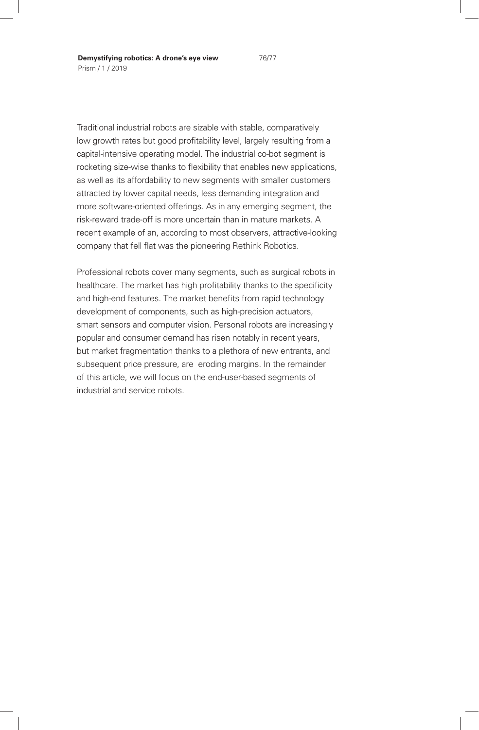Traditional industrial robots are sizable with stable, comparatively low growth rates but good profitability level, largely resulting from a capital-intensive operating model. The industrial co-bot segment is rocketing size-wise thanks to flexibility that enables new applications, as well as its affordability to new segments with smaller customers attracted by lower capital needs, less demanding integration and more software-oriented offerings. As in any emerging segment, the risk-reward trade-off is more uncertain than in mature markets. A recent example of an, according to most observers, attractive-looking company that fell flat was the pioneering Rethink Robotics.

Professional robots cover many segments, such as surgical robots in healthcare. The market has high profitability thanks to the specificity and high-end features. The market benefits from rapid technology development of components, such as high-precision actuators, smart sensors and computer vision. Personal robots are increasingly popular and consumer demand has risen notably in recent years, but market fragmentation thanks to a plethora of new entrants, and subsequent price pressure, are eroding margins. In the remainder of this article, we will focus on the end-user-based segments of industrial and service robots.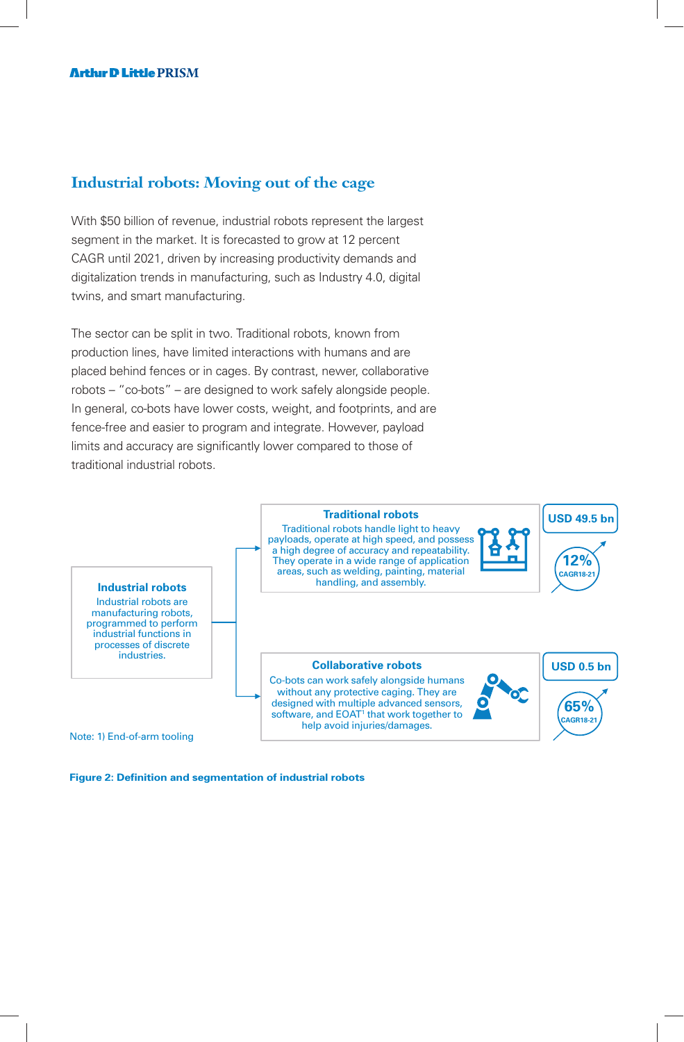## Industrial robots: Moving out of the cage

With $50 billion of revenue, industrial robots represent the largest segment in the market. It is forecasted to grow at 12 percent CAGR until 2021, driven by increasing productivity demands and digitalization trends in manufacturing, such as Industry 4.0, digital twins, and smart manufacturing.

The sector can be split in two. Traditional robots, known from production lines, have limited interactions with humans and are placed behind fences or in cages. By contrast, newer, collaborative robots – "co-bots" – are designed to work safely alongside people. In general, co-bots have lower costs, weight, and footprints, and are fence-free and easier to program and integrate. However, payload limits and accuracy are significantly lower compared to those of traditional industrial robots.

**Industrial robots**
Industrial robots are manufacturing robots, programmed to perform industrial functions in processes of discrete industries.

**Traditional robots**
Traditional robots handle light to heavy payloads, operate at high speed, and possess a high degree of accuracy and repeatability. They operate in a wide range of application areas, such as welding, painting, material handling, and assembly.

USD 49.5 bn — 12% CAGR18-21

**Collaborative robots**
Co-bots can work safely alongside humans without any protective caging. They are designed with multiple advanced sensors, software, and EOAT[1] that work together to help avoid injuries/damages.

USD 0.5 bn — 65% CAGR18-21

Note: 1) End-of-arm tooling

**Figure 2: Definition and segmentation of industrial robots**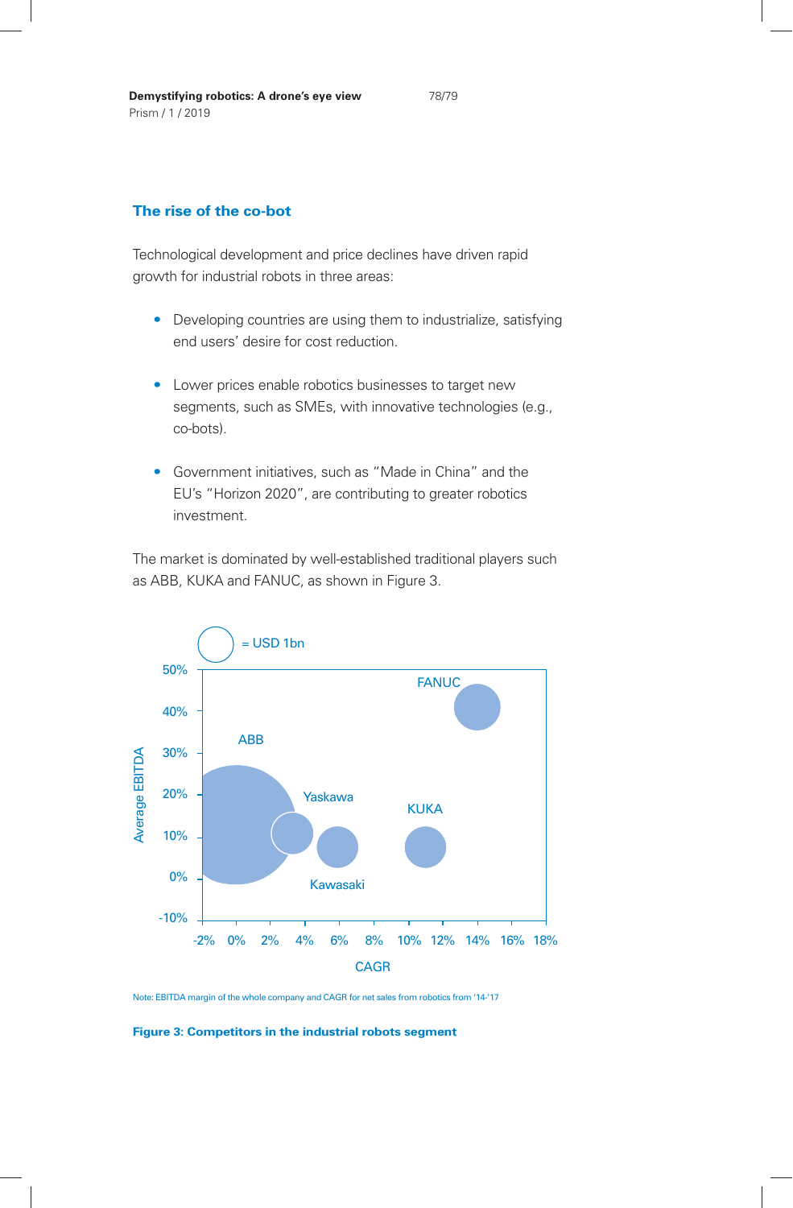## The rise of the co-bot

Technological development and price declines have driven rapid growth for industrial robots in three areas:

- Developing countries are using them to industrialize, satisfying end users' desire for cost reduction.
- Lower prices enable robotics businesses to target new segments, such as SMEs, with innovative technologies (e.g., co-bots).
- Government initiatives, such as "Made in China" and the EU's "Horizon 2020", are contributing to greater robotics investment.

The market is dominated by well-established traditional players such as ABB, KUKA and FANUC, as shown in Figure 3.

Note: EBITDA margin of the whole company and CAGR for net sales from robotics from '14-'17

**Figure 3: Competitors in the industrial robots segment**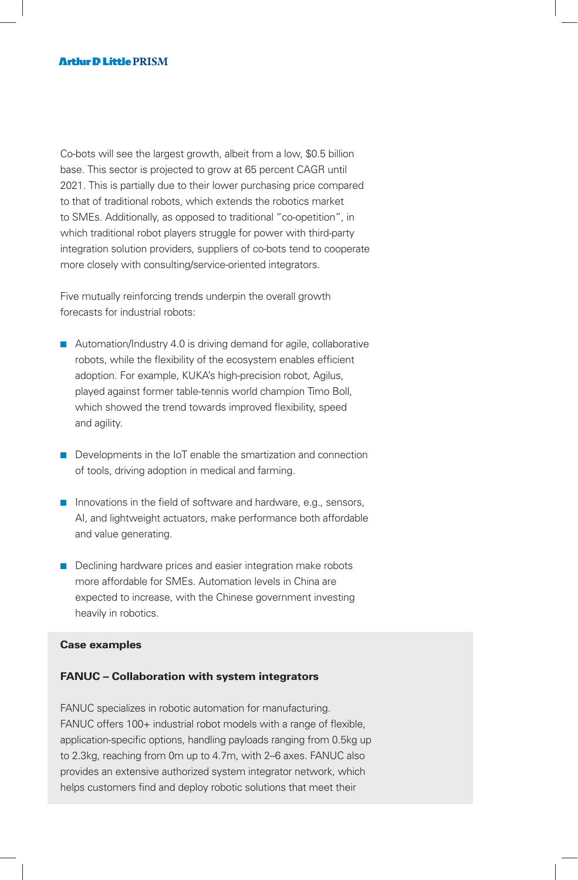Co-bots will see the largest growth, albeit from a low, $0.5 billion base. This sector is projected to grow at 65 percent CAGR until 2021. This is partially due to their lower purchasing price compared to that of traditional robots, which extends the robotics market to SMEs. Additionally, as opposed to traditional "co-opetition", in which traditional robot players struggle for power with third-party integration solution providers, suppliers of co-bots tend to cooperate more closely with consulting/service-oriented integrators.

Five mutually reinforcing trends underpin the overall growth forecasts for industrial robots:

- Automation/Industry 4.0 is driving demand for agile, collaborative robots, while the flexibility of the ecosystem enables efficient adoption. For example, KUKA's high-precision robot, Agilus, played against former table-tennis world champion Timo Boll, which showed the trend towards improved flexibility, speed and agility.

- Developments in the IoT enable the smartization and connection of tools, driving adoption in medical and farming.

- Innovations in the field of software and hardware, e.g., sensors, AI, and lightweight actuators, make performance both affordable and value generating.

- Declining hardware prices and easier integration make robots more affordable for SMEs. Automation levels in China are expected to increase, with the Chinese government investing heavily in robotics.

**Case examples**

**FANUC – Collaboration with system integrators**

FANUC specializes in robotic automation for manufacturing. FANUC offers 100+ industrial robot models with a range of flexible, application-specific options, handling payloads ranging from 0.5kg up to 2.3kg, reaching from 0m up to 4.7m, with 2–6 axes. FANUC also provides an extensive authorized system integrator network, which helps customers find and deploy robotic solutions that meet their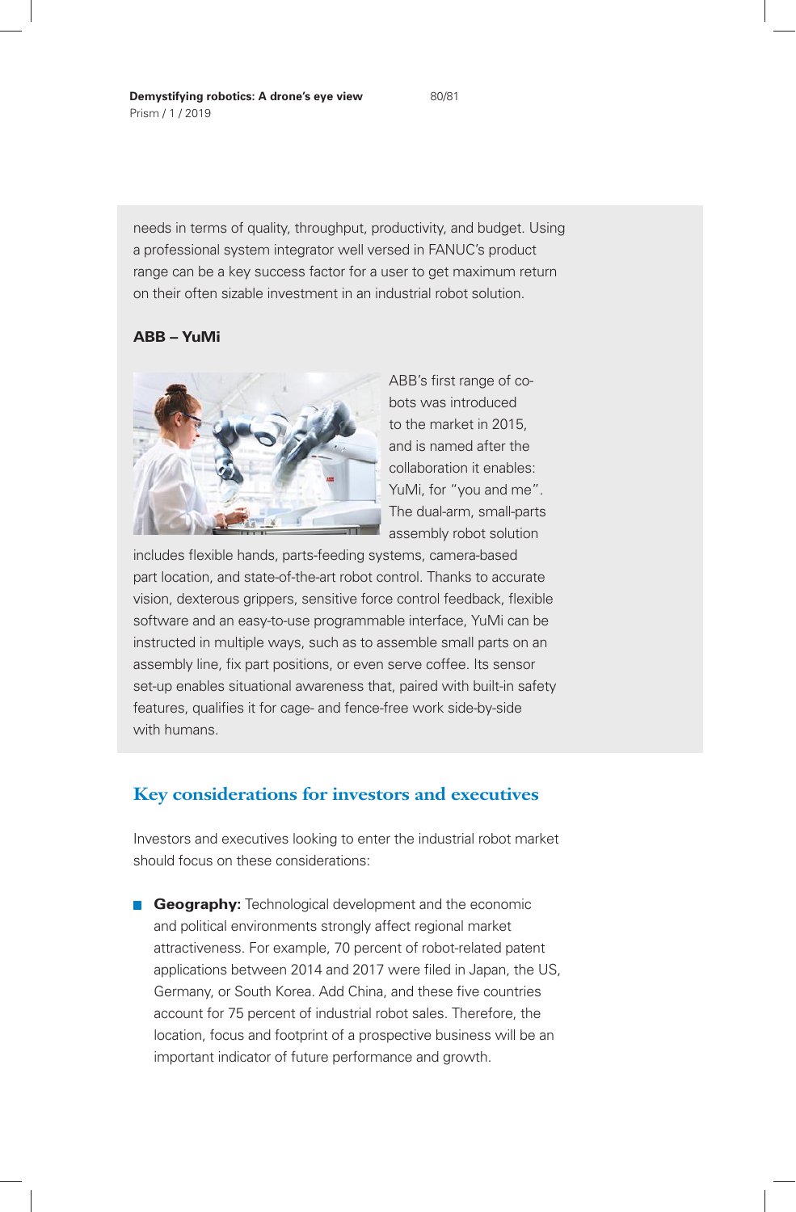needs in terms of quality, throughput, productivity, and budget. Using a professional system integrator well versed in FANUC's product range can be a key success factor for a user to get maximum return on their often sizable investment in an industrial robot solution.

**ABB – YuMi**

ABB's first range of co-bots was introduced to the market in 2015, and is named after the collaboration it enables: YuMi, for "you and me". The dual-arm, small-parts assembly robot solution includes flexible hands, parts-feeding systems, camera-based part location, and state-of-the-art robot control. Thanks to accurate vision, dexterous grippers, sensitive force control feedback, flexible software and an easy-to-use programmable interface, YuMi can be instructed in multiple ways, such as to assemble small parts on an assembly line, fix part positions, or even serve coffee. Its sensor set-up enables situational awareness that, paired with built-in safety features, qualifies it for cage- and fence-free work side-by-side with humans.

## Key considerations for investors and executives

Investors and executives looking to enter the industrial robot market should focus on these considerations:

- **Geography:** Technological development and the economic and political environments strongly affect regional market attractiveness. For example, 70 percent of robot-related patent applications between 2014 and 2017 were filed in Japan, the US, Germany, or South Korea. Add China, and these five countries account for 75 percent of industrial robot sales. Therefore, the location, focus and footprint of a prospective business will be an important indicator of future performance and growth.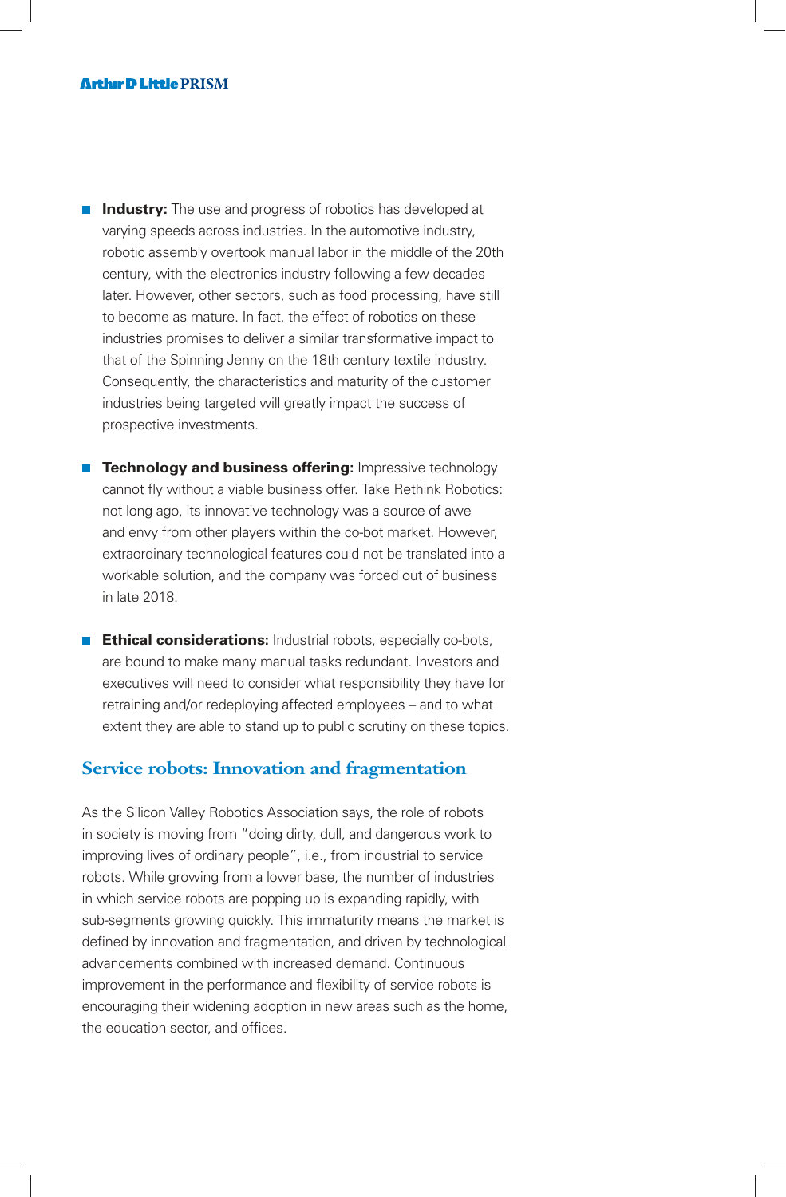- **Industry:** The use and progress of robotics has developed at varying speeds across industries. In the automotive industry, robotic assembly overtook manual labor in the middle of the 20th century, with the electronics industry following a few decades later. However, other sectors, such as food processing, have still to become as mature. In fact, the effect of robotics on these industries promises to deliver a similar transformative impact to that of the Spinning Jenny on the 18th century textile industry. Consequently, the characteristics and maturity of the customer industries being targeted will greatly impact the success of prospective investments.

- **Technology and business offering:** Impressive technology cannot fly without a viable business offer. Take Rethink Robotics: not long ago, its innovative technology was a source of awe and envy from other players within the co-bot market. However, extraordinary technological features could not be translated into a workable solution, and the company was forced out of business in late 2018.

- **Ethical considerations:** Industrial robots, especially co-bots, are bound to make many manual tasks redundant. Investors and executives will need to consider what responsibility they have for retraining and/or redeploying affected employees – and to what extent they are able to stand up to public scrutiny on these topics.

## Service robots: Innovation and fragmentation

As the Silicon Valley Robotics Association says, the role of robots in society is moving from "doing dirty, dull, and dangerous work to improving lives of ordinary people", i.e., from industrial to service robots. While growing from a lower base, the number of industries in which service robots are popping up is expanding rapidly, with sub-segments growing quickly. This immaturity means the market is defined by innovation and fragmentation, and driven by technological advancements combined with increased demand. Continuous improvement in the performance and flexibility of service robots is encouraging their widening adoption in new areas such as the home, the education sector, and offices.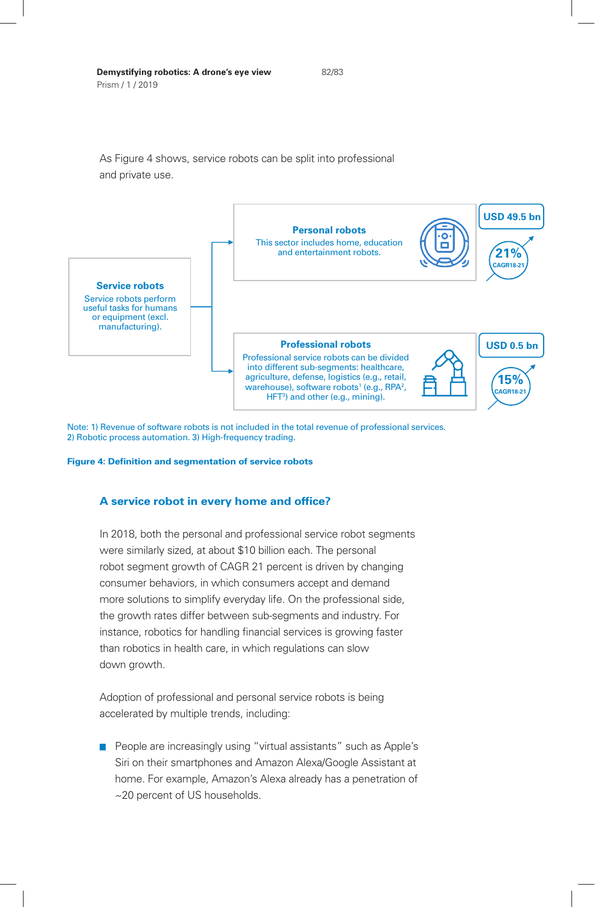As Figure 4 shows, service robots can be split into professional and private use.

**Service robots**
Service robots perform useful tasks for humans or equipment (excl. manufacturing).

**Personal robots**
This sector includes home, education and entertainment robots.

USD 49.5 bn
21% CAGR18-21

**Professional robots**
Professional service robots can be divided into different sub-segments: healthcare, agriculture, defense, logistics (e.g., retail, warehouse), software robots[1] (e.g., RPA[2], HFT[3]) and other (e.g., mining).

USD 0.5 bn
15% CAGR18-21

Note: 1) Revenue of software robots is not included in the total revenue of professional services. 2) Robotic process automation. 3) High-frequency trading.

**Figure 4: Definition and segmentation of service robots**

## A service robot in every home and office?

In 2018, both the personal and professional service robot segments were similarly sized, at about $10 billion each. The personal robot segment growth of CAGR 21 percent is driven by changing consumer behaviors, in which consumers accept and demand more solutions to simplify everyday life. On the professional side, the growth rates differ between sub-segments and industry. For instance, robotics for handling financial services is growing faster than robotics in health care, in which regulations can slow down growth.

Adoption of professional and personal service robots is being accelerated by multiple trends, including:

- People are increasingly using "virtual assistants" such as Apple's Siri on their smartphones and Amazon Alexa/Google Assistant at home. For example, Amazon's Alexa already has a penetration of ~20 percent of US households.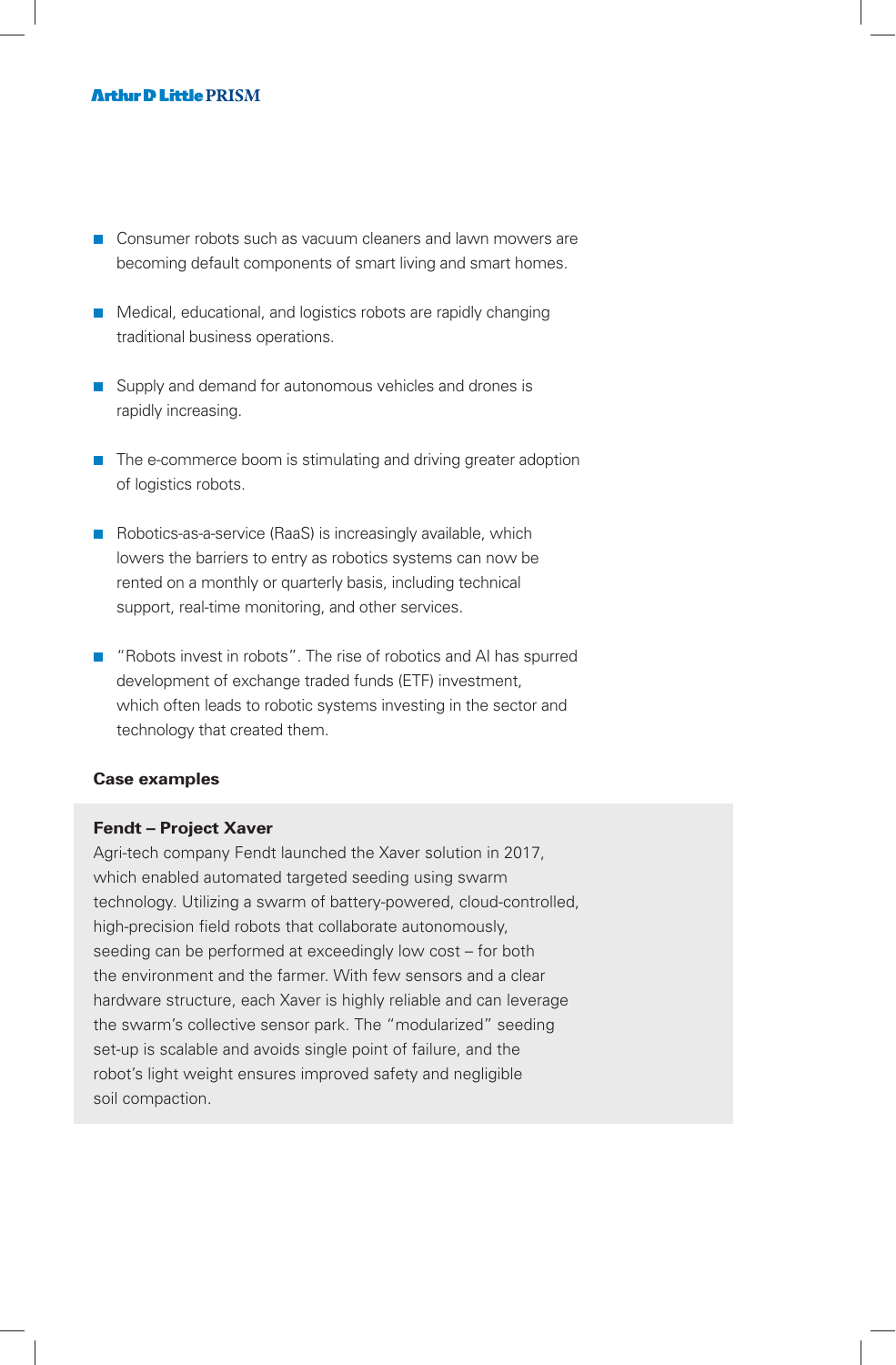- Consumer robots such as vacuum cleaners and lawn mowers are becoming default components of smart living and smart homes.
- Medical, educational, and logistics robots are rapidly changing traditional business operations.
- Supply and demand for autonomous vehicles and drones is rapidly increasing.
- The e-commerce boom is stimulating and driving greater adoption of logistics robots.
- Robotics-as-a-service (RaaS) is increasingly available, which lowers the barriers to entry as robotics systems can now be rented on a monthly or quarterly basis, including technical support, real-time monitoring, and other services.
- "Robots invest in robots". The rise of robotics and AI has spurred development of exchange traded funds (ETF) investment, which often leads to robotic systems investing in the sector and technology that created them.

**Case examples**

**Fendt – Project Xaver**

Agri-tech company Fendt launched the Xaver solution in 2017, which enabled automated targeted seeding using swarm technology. Utilizing a swarm of battery-powered, cloud-controlled, high-precision field robots that collaborate autonomously, seeding can be performed at exceedingly low cost – for both the environment and the farmer. With few sensors and a clear hardware structure, each Xaver is highly reliable and can leverage the swarm's collective sensor park. The "modularized" seeding set-up is scalable and avoids single point of failure, and the robot's light weight ensures improved safety and negligible soil compaction.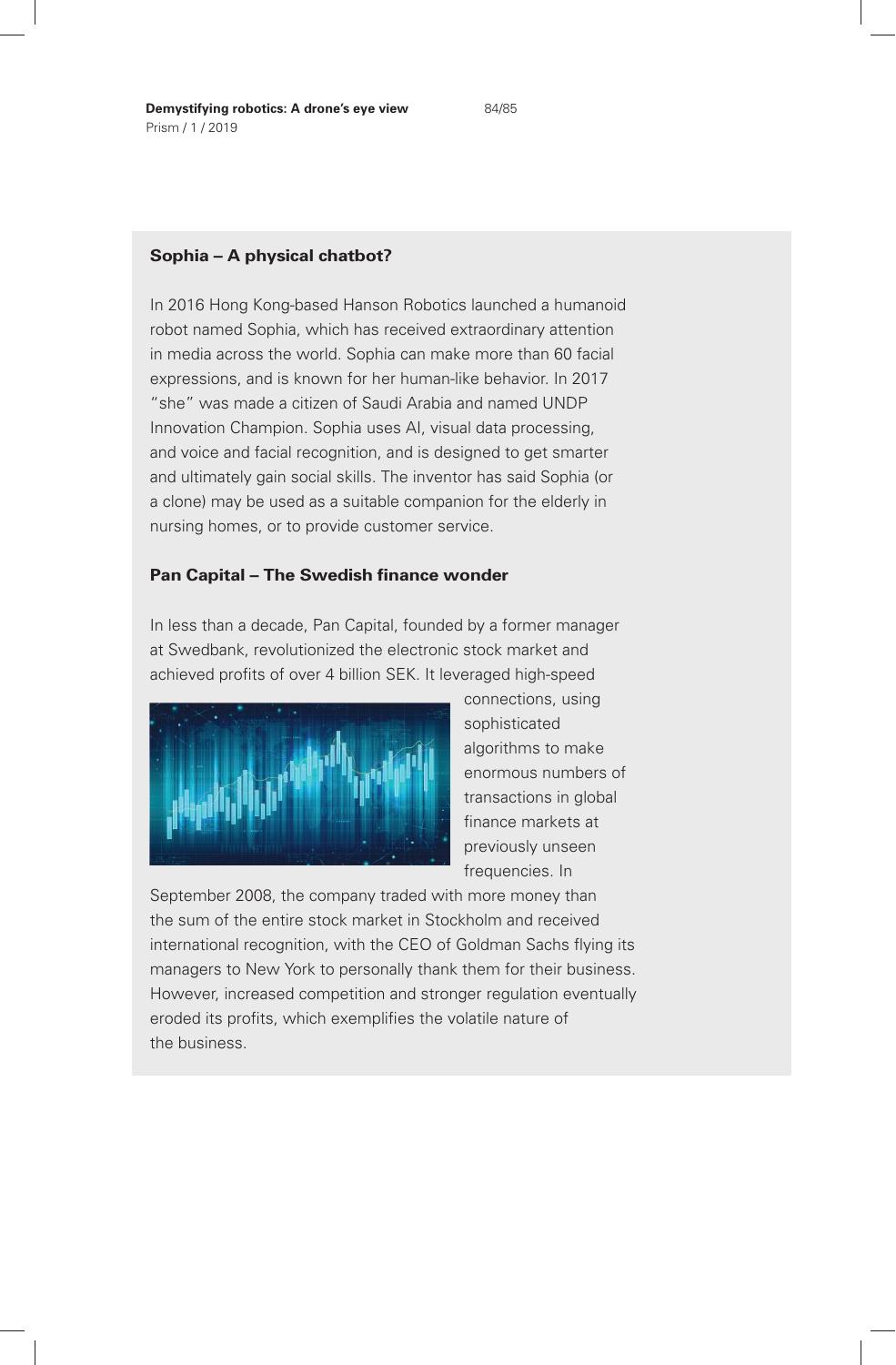### Sophia – A physical chatbot?

In 2016 Hong Kong-based Hanson Robotics launched a humanoid robot named Sophia, which has received extraordinary attention in media across the world. Sophia can make more than 60 facial expressions, and is known for her human-like behavior. In 2017 "she" was made a citizen of Saudi Arabia and named UNDP Innovation Champion. Sophia uses AI, visual data processing, and voice and facial recognition, and is designed to get smarter and ultimately gain social skills. The inventor has said Sophia (or a clone) may be used as a suitable companion for the elderly in nursing homes, or to provide customer service.

### Pan Capital – The Swedish finance wonder

In less than a decade, Pan Capital, founded by a former manager at Swedbank, revolutionized the electronic stock market and achieved profits of over 4 billion SEK. It leveraged high-speed connections, using sophisticated algorithms to make enormous numbers of transactions in global finance markets at previously unseen frequencies. In September 2008, the company traded with more money than the sum of the entire stock market in Stockholm and received international recognition, with the CEO of Goldman Sachs flying its managers to New York to personally thank them for their business. However, increased competition and stronger regulation eventually eroded its profits, which exemplifies the volatile nature of the business.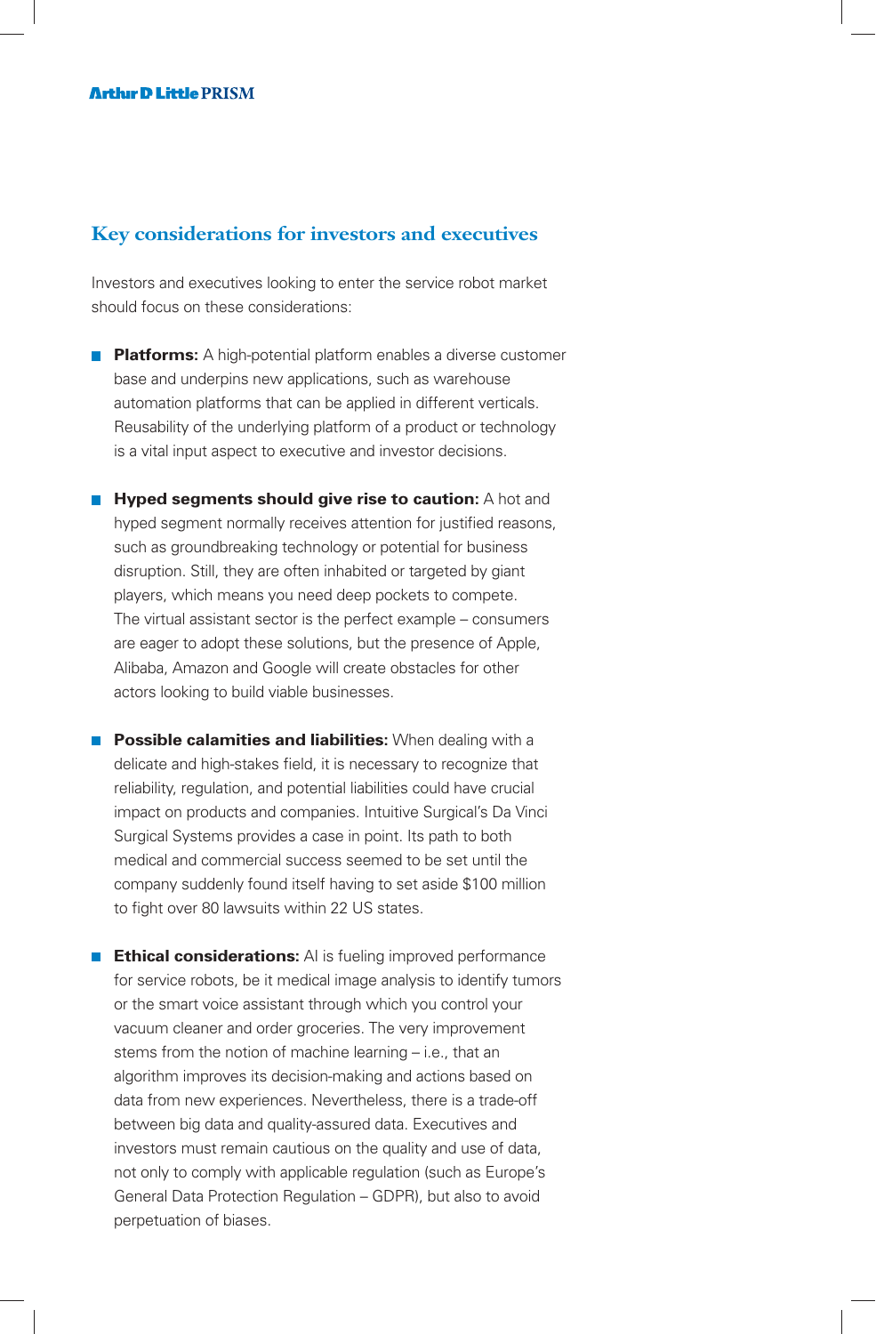## Key considerations for investors and executives

Investors and executives looking to enter the service robot market should focus on these considerations:

- **Platforms:** A high-potential platform enables a diverse customer base and underpins new applications, such as warehouse automation platforms that can be applied in different verticals. Reusability of the underlying platform of a product or technology is a vital input aspect to executive and investor decisions.

- **Hyped segments should give rise to caution:** A hot and hyped segment normally receives attention for justified reasons, such as groundbreaking technology or potential for business disruption. Still, they are often inhabited or targeted by giant players, which means you need deep pockets to compete. The virtual assistant sector is the perfect example – consumers are eager to adopt these solutions, but the presence of Apple, Alibaba, Amazon and Google will create obstacles for other actors looking to build viable businesses.

- **Possible calamities and liabilities:** When dealing with a delicate and high-stakes field, it is necessary to recognize that reliability, regulation, and potential liabilities could have crucial impact on products and companies. Intuitive Surgical's Da Vinci Surgical Systems provides a case in point. Its path to both medical and commercial success seemed to be set until the company suddenly found itself having to set aside $100 million to fight over 80 lawsuits within 22 US states.

- **Ethical considerations:** AI is fueling improved performance for service robots, be it medical image analysis to identify tumors or the smart voice assistant through which you control your vacuum cleaner and order groceries. The very improvement stems from the notion of machine learning – i.e., that an algorithm improves its decision-making and actions based on data from new experiences. Nevertheless, there is a trade-off between big data and quality-assured data. Executives and investors must remain cautious on the quality and use of data, not only to comply with applicable regulation (such as Europe's General Data Protection Regulation – GDPR), but also to avoid perpetuation of biases.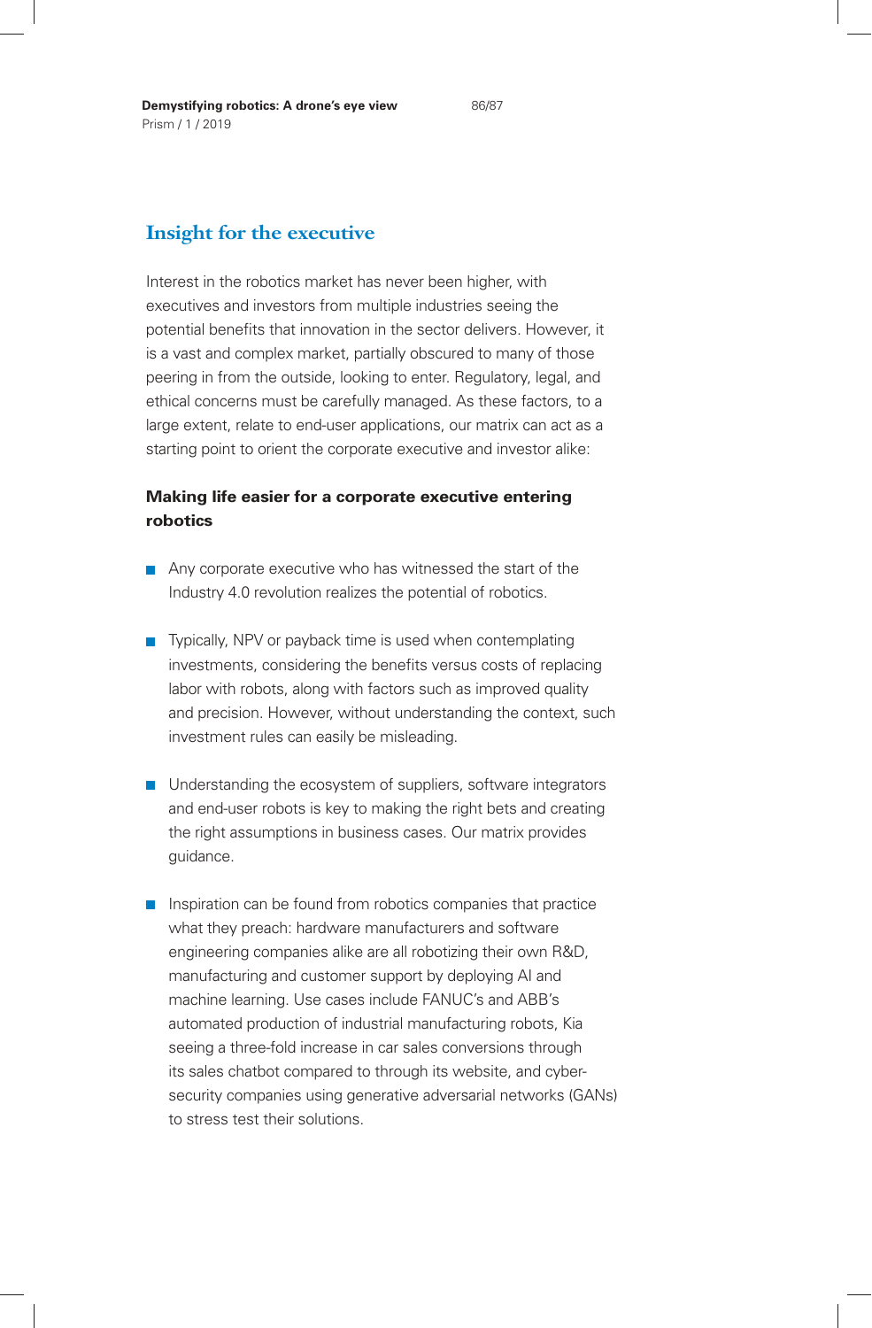## Insight for the executive

Interest in the robotics market has never been higher, with executives and investors from multiple industries seeing the potential benefits that innovation in the sector delivers. However, it is a vast and complex market, partially obscured to many of those peering in from the outside, looking to enter. Regulatory, legal, and ethical concerns must be carefully managed. As these factors, to a large extent, relate to end-user applications, our matrix can act as a starting point to orient the corporate executive and investor alike:

### Making life easier for a corporate executive entering robotics

- Any corporate executive who has witnessed the start of the Industry 4.0 revolution realizes the potential of robotics.
- Typically, NPV or payback time is used when contemplating investments, considering the benefits versus costs of replacing labor with robots, along with factors such as improved quality and precision. However, without understanding the context, such investment rules can easily be misleading.
- Understanding the ecosystem of suppliers, software integrators and end-user robots is key to making the right bets and creating the right assumptions in business cases. Our matrix provides guidance.
- Inspiration can be found from robotics companies that practice what they preach: hardware manufacturers and software engineering companies alike are all robotizing their own R&D, manufacturing and customer support by deploying AI and machine learning. Use cases include FANUC's and ABB's automated production of industrial manufacturing robots, Kia seeing a three-fold increase in car sales conversions through its sales chatbot compared to through its website, and cyber-security companies using generative adversarial networks (GANs) to stress test their solutions.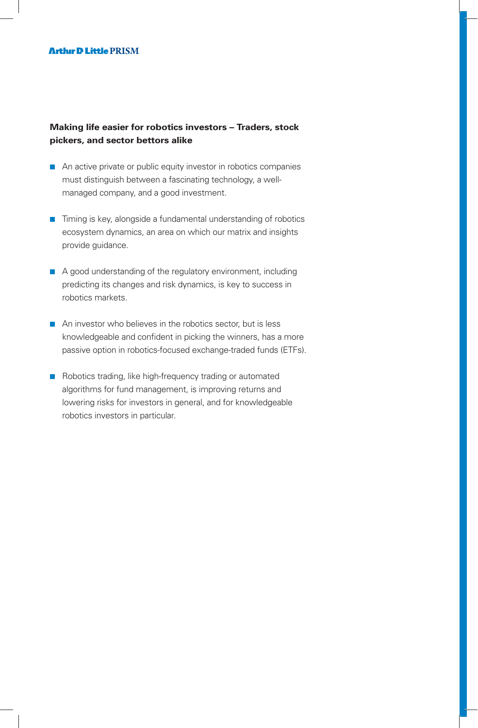**Making life easier for robotics investors – Traders, stock pickers, and sector bettors alike**

- An active private or public equity investor in robotics companies must distinguish between a fascinating technology, a well-managed company, and a good investment.
- Timing is key, alongside a fundamental understanding of robotics ecosystem dynamics, an area on which our matrix and insights provide guidance.
- A good understanding of the regulatory environment, including predicting its changes and risk dynamics, is key to success in robotics markets.
- An investor who believes in the robotics sector, but is less knowledgeable and confident in picking the winners, has a more passive option in robotics-focused exchange-traded funds (ETFs).
- Robotics trading, like high-frequency trading or automated algorithms for fund management, is improving returns and lowering risks for investors in general, and for knowledgeable robotics investors in particular.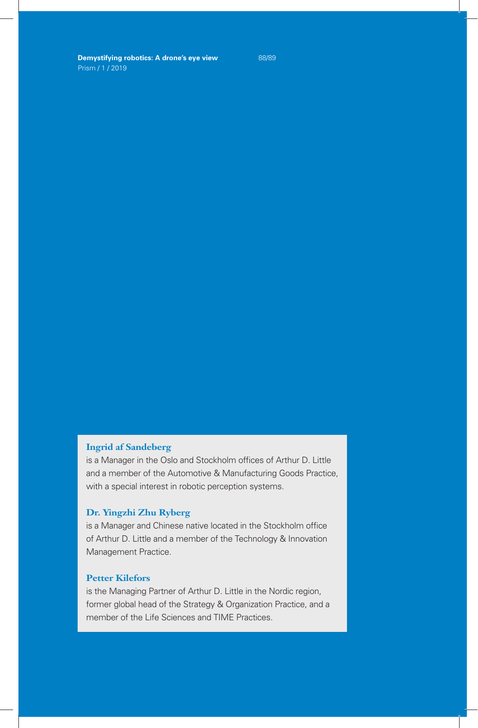**Ingrid af Sandeberg**

is a Manager in the Oslo and Stockholm offices of Arthur D. Little and a member of the Automotive & Manufacturing Goods Practice, with a special interest in robotic perception systems.

**Dr. Yingzhi Zhu Ryberg**

is a Manager and Chinese native located in the Stockholm office of Arthur D. Little and a member of the Technology & Innovation Management Practice.

**Petter Kilefors**

is the Managing Partner of Arthur D. Little in the Nordic region, former global head of the Strategy & Organization Practice, and a member of the Life Sciences and TIME Practices.